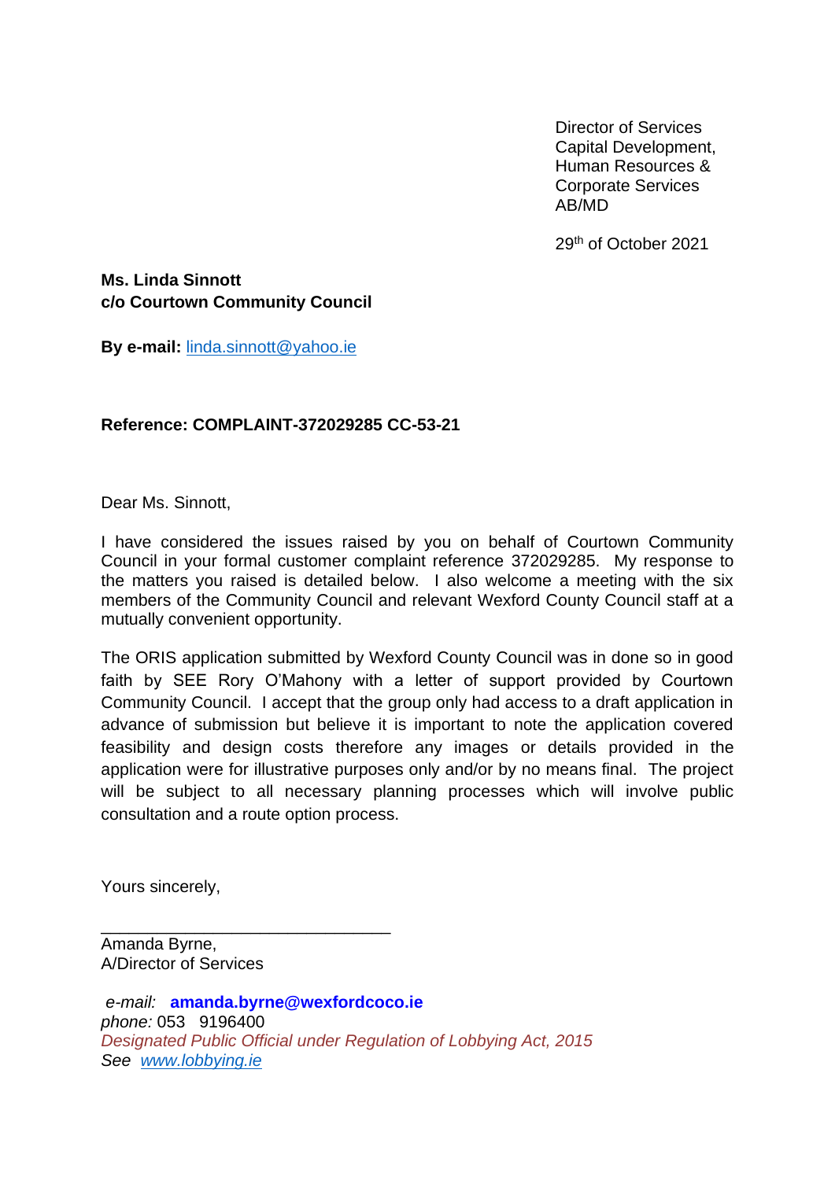Director of Services
Capital Development,
Human Resources &
Corporate Services
AB/MD

29th of October 2021

**Ms. Linda Sinnott**
**c/o Courtown Community Council**

**By e-mail:** linda.sinnott@yahoo.ie

**Reference: COMPLAINT-372029285 CC-53-21**

Dear Ms. Sinnott,

I have considered the issues raised by you on behalf of Courtown Community Council in your formal customer complaint reference 372029285. My response to the matters you raised is detailed below. I also welcome a meeting with the six members of the Community Council and relevant Wexford County Council staff at a mutually convenient opportunity.

The ORIS application submitted by Wexford County Council was in done so in good faith by SEE Rory O'Mahony with a letter of support provided by Courtown Community Council. I accept that the group only had access to a draft application in advance of submission but believe it is important to note the application covered feasibility and design costs therefore any images or details provided in the application were for illustrative purposes only and/or by no means final. The project will be subject to all necessary planning processes which will involve public consultation and a route option process.

Yours sincerely,

\_\_\_\_\_\_\_\_\_\_\_\_\_\_\_\_\_\_\_\_\_\_\_\_\_\_\_\_\_\_\_\_
Amanda Byrne,
A/Director of Services

*e-mail:* **amanda.byrne@wexfordcoco.ie**
*phone:* 053 9196400
*Designated Public Official under Regulation of Lobbying Act, 2015*
*See* *www.lobbying.ie*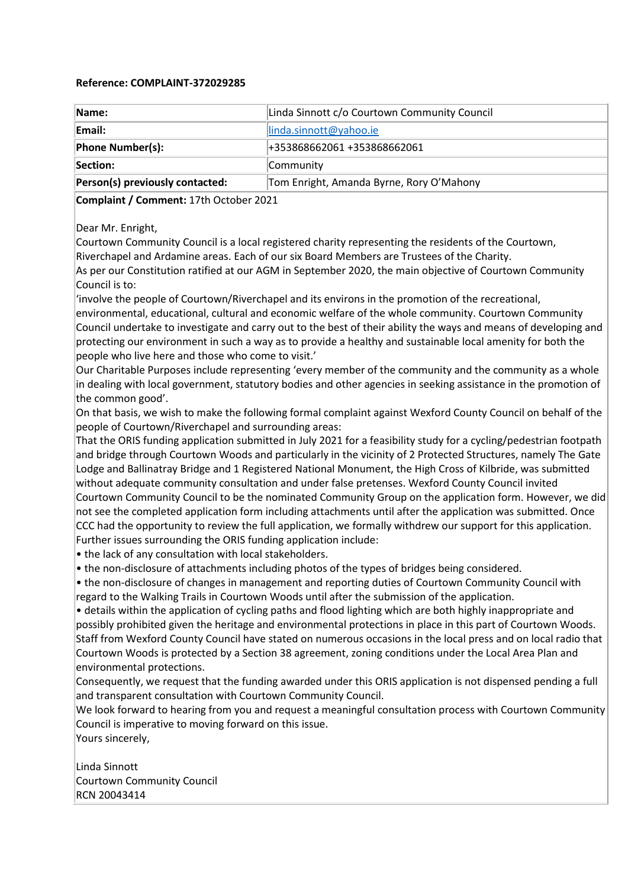**Reference: COMPLAINT-372029285**

| **Name:** | Linda Sinnott c/o Courtown Community Council |
| --- | --- |
| **Email:** | linda.sinnott@yahoo.ie |
| **Phone Number(s):** | +353868662061 +353868662061 |
| **Section:** | Community |
| **Person(s) previously contacted:** | Tom Enright, Amanda Byrne, Rory O'Mahony |

**Complaint / Comment:** 17th October 2021

Dear Mr. Enright,

Courtown Community Council is a local registered charity representing the residents of the Courtown, Riverchapel and Ardamine areas. Each of our six Board Members are Trustees of the Charity.

As per our Constitution ratified at our AGM in September 2020, the main objective of Courtown Community Council is to:

'involve the people of Courtown/Riverchapel and its environs in the promotion of the recreational, environmental, educational, cultural and economic welfare of the whole community. Courtown Community Council undertake to investigate and carry out to the best of their ability the ways and means of developing and protecting our environment in such a way as to provide a healthy and sustainable local amenity for both the people who live here and those who come to visit.'

Our Charitable Purposes include representing 'every member of the community and the community as a whole in dealing with local government, statutory bodies and other agencies in seeking assistance in the promotion of the common good'.

On that basis, we wish to make the following formal complaint against Wexford County Council on behalf of the people of Courtown/Riverchapel and surrounding areas:

That the ORIS funding application submitted in July 2021 for a feasibility study for a cycling/pedestrian footpath and bridge through Courtown Woods and particularly in the vicinity of 2 Protected Structures, namely The Gate Lodge and Ballinatray Bridge and 1 Registered National Monument, the High Cross of Kilbride, was submitted without adequate community consultation and under false pretenses. Wexford County Council invited Courtown Community Council to be the nominated Community Group on the application form. However, we did not see the completed application form including attachments until after the application was submitted. Once CCC had the opportunity to review the full application, we formally withdrew our support for this application.

Further issues surrounding the ORIS funding application include:

- the lack of any consultation with local stakeholders.
- the non-disclosure of attachments including photos of the types of bridges being considered.
- the non-disclosure of changes in management and reporting duties of Courtown Community Council with regard to the Walking Trails in Courtown Woods until after the submission of the application.
- details within the application of cycling paths and flood lighting which are both highly inappropriate and possibly prohibited given the heritage and environmental protections in place in this part of Courtown Woods.

Staff from Wexford County Council have stated on numerous occasions in the local press and on local radio that Courtown Woods is protected by a Section 38 agreement, zoning conditions under the Local Area Plan and environmental protections.

Consequently, we request that the funding awarded under this ORIS application is not dispensed pending a full and transparent consultation with Courtown Community Council.

We look forward to hearing from you and request a meaningful consultation process with Courtown Community Council is imperative to moving forward on this issue.

Yours sincerely,

Linda Sinnott
Courtown Community Council
RCN 20043414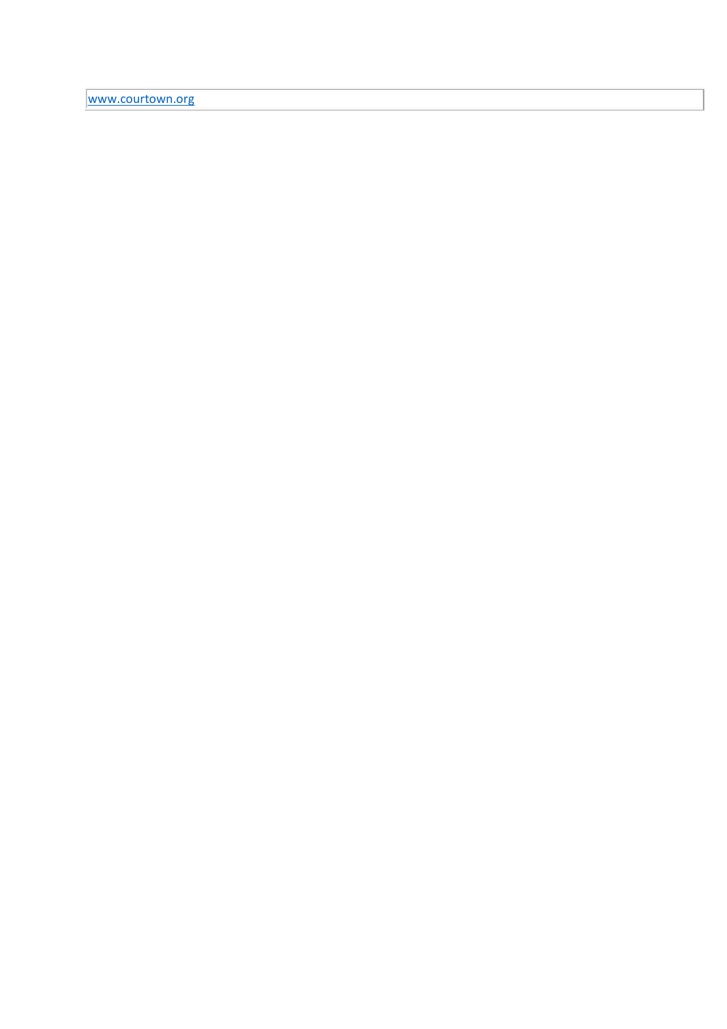www.courtown.org